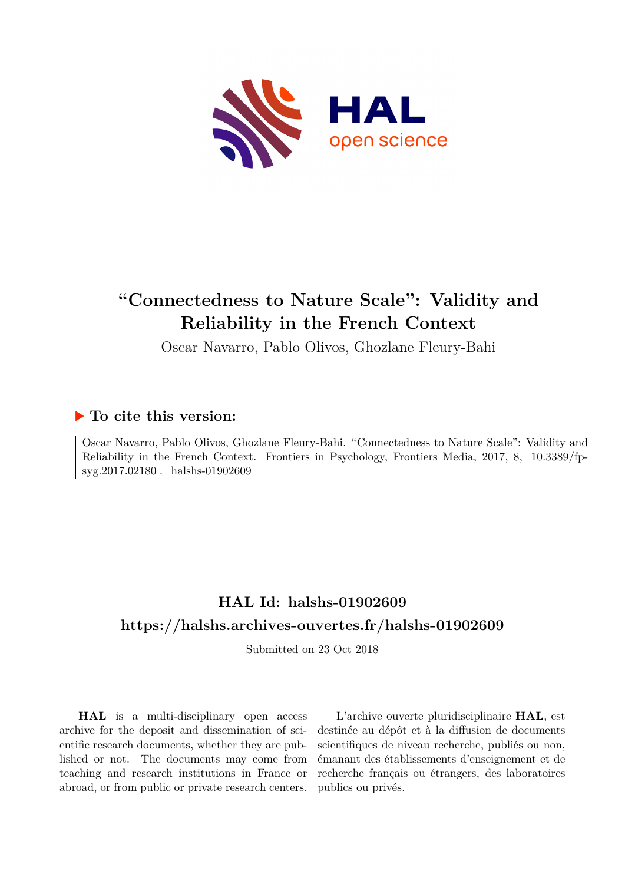# "Connectedness to Nature Scale": Validity and Reliability in the French Context

Oscar Navarro, Pablo Olivos, Ghozlane Fleury-Bahi

## ▶ To cite this version:

Oscar Navarro, Pablo Olivos, Ghozlane Fleury-Bahi. "Connectedness to Nature Scale": Validity and Reliability in the French Context. Frontiers in Psychology, Frontiers Media, 2017, 8, 10.3389/fpsyg.2017.02180. halshs-01902609

## HAL Id: halshs-01902609
## https://halshs.archives-ouvertes.fr/halshs-01902609

Submitted on 23 Oct 2018

**HAL** is a multi-disciplinary open access archive for the deposit and dissemination of scientific research documents, whether they are published or not. The documents may come from teaching and research institutions in France or abroad, or from public or private research centers.

L'archive ouverte pluridisciplinaire **HAL**, est destinée au dépôt et à la diffusion de documents scientifiques de niveau recherche, publiés ou non, émanant des établissements d'enseignement et de recherche français ou étrangers, des laboratoires publics ou privés.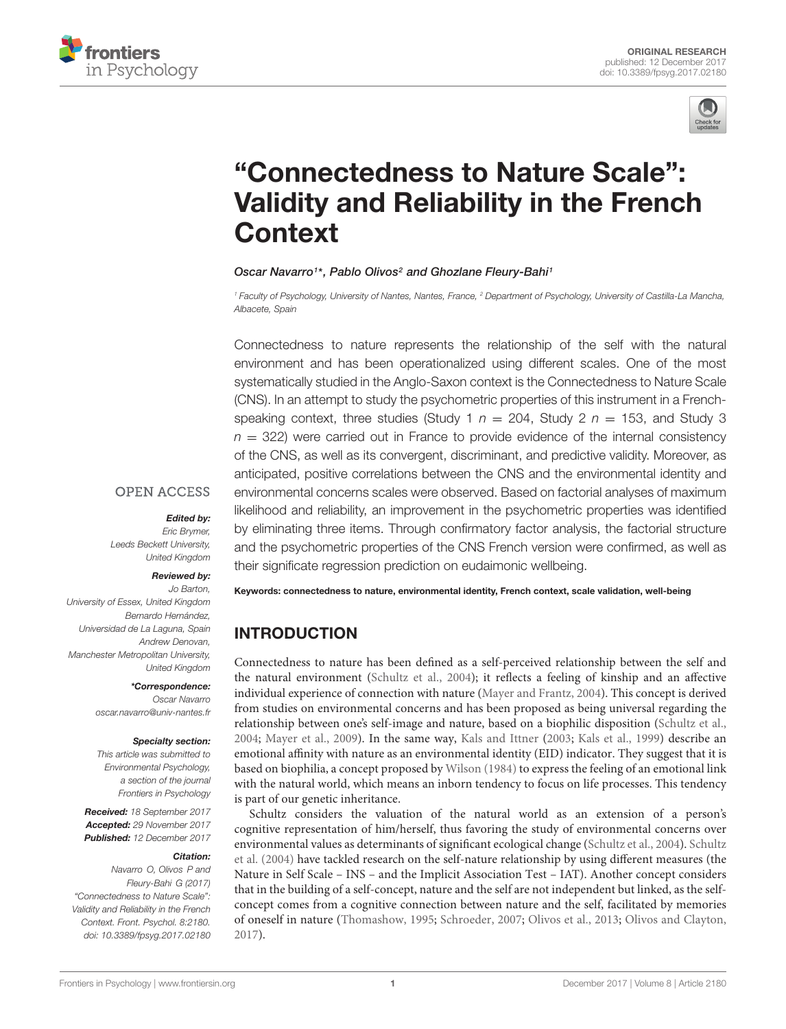# "Connectedness to Nature Scale": Validity and Reliability in the French Context

*Oscar Navarro[1]\*, Pablo Olivos[2] and Ghozlane Fleury-Bahi[1]*

[1] Faculty of Psychology, University of Nantes, Nantes, France, [2] Department of Psychology, University of Castilla-La Mancha, Albacete, Spain

Connectedness to nature represents the relationship of the self with the natural environment and has been operationalized using different scales. One of the most systematically studied in the Anglo-Saxon context is the Connectedness to Nature Scale (CNS). In an attempt to study the psychometric properties of this instrument in a French-speaking context, three studies (Study 1 $n = 204$, Study 2 $n = 153$, and Study 3 $n = 322$) were carried out in France to provide evidence of the internal consistency of the CNS, as well as its convergent, discriminant, and predictive validity. Moreover, as anticipated, positive correlations between the CNS and the environmental identity and environmental concerns scales were observed. Based on factorial analyses of maximum likelihood and reliability, an improvement in the psychometric properties was identified by eliminating three items. Through confirmatory factor analysis, the factorial structure and the psychometric properties of the CNS French version were confirmed, as well as their significate regression prediction on eudaimonic wellbeing.

**Keywords: connectedness to nature, environmental identity, French context, scale validation, well-being**

OPEN ACCESS

***Edited by:***
*Eric Brymer, Leeds Beckett University, United Kingdom*

***Reviewed by:***
*Jo Barton, University of Essex, United Kingdom*
*Bernardo Hernández, Universidad de La Laguna, Spain*
*Andrew Denovan, Manchester Metropolitan University, United Kingdom*

***\*Correspondence:***
*Oscar Navarro*
*oscar.navarro@univ-nantes.fr*

***Specialty section:***
*This article was submitted to Environmental Psychology, a section of the journal Frontiers in Psychology*

***Received:*** *18 September 2017*
***Accepted:*** *29 November 2017*
***Published:*** *12 December 2017*

***Citation:***
*Navarro O, Olivos P and Fleury-Bahi G (2017) "Connectedness to Nature Scale": Validity and Reliability in the French Context. Front. Psychol. 8:2180. doi: 10.3389/fpsyg.2017.02180*

## INTRODUCTION

Connectedness to nature has been defined as a self-perceived relationship between the self and the natural environment (Schultz et al., 2004); it reflects a feeling of kinship and an affective individual experience of connection with nature (Mayer and Frantz, 2004). This concept is derived from studies on environmental concerns and has been proposed as being universal regarding the relationship between one's self-image and nature, based on a biophilic disposition (Schultz et al., 2004; Mayer et al., 2009). In the same way, Kals and Ittner (2003; Kals et al., 1999) describe an emotional affinity with nature as an environmental identity (EID) indicator. They suggest that it is based on biophilia, a concept proposed by Wilson (1984) to express the feeling of an emotional link with the natural world, which means an inborn tendency to focus on life processes. This tendency is part of our genetic inheritance.

Schultz considers the valuation of the natural world as an extension of a person's cognitive representation of him/herself, thus favoring the study of environmental concerns over environmental values as determinants of significant ecological change (Schultz et al., 2004). Schultz et al. (2004) have tackled research on the self-nature relationship by using different measures (the Nature in Self Scale – INS – and the Implicit Association Test – IAT). Another concept considers that in the building of a self-concept, nature and the self are not independent but linked, as the self-concept comes from a cognitive connection between nature and the self, facilitated by memories of oneself in nature (Thomashow, 1995; Schroeder, 2007; Olivos et al., 2013; Olivos and Clayton, 2017).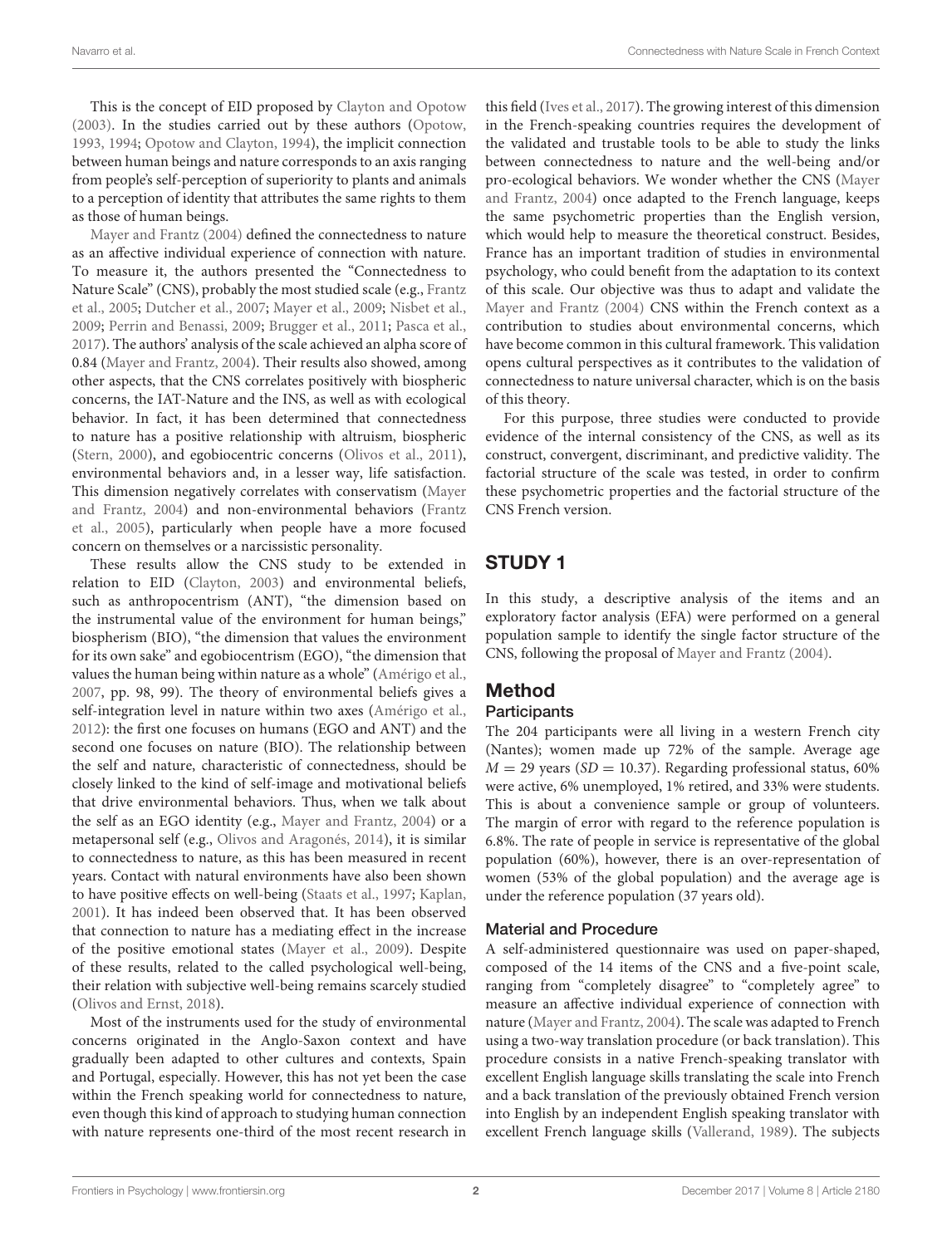This is the concept of EID proposed by Clayton and Opotow (2003). In the studies carried out by these authors (Opotow, 1993, 1994; Opotow and Clayton, 1994), the implicit connection between human beings and nature corresponds to an axis ranging from people's self-perception of superiority to plants and animals to a perception of identity that attributes the same rights to them as those of human beings.

Mayer and Frantz (2004) defined the connectedness to nature as an affective individual experience of connection with nature. To measure it, the authors presented the "Connectedness to Nature Scale" (CNS), probably the most studied scale (e.g., Frantz et al., 2005; Dutcher et al., 2007; Mayer et al., 2009; Nisbet et al., 2009; Perrin and Benassi, 2009; Brugger et al., 2011; Pasca et al., 2017). The authors' analysis of the scale achieved an alpha score of 0.84 (Mayer and Frantz, 2004). Their results also showed, among other aspects, that the CNS correlates positively with biospheric concerns, the IAT-Nature and the INS, as well as with ecological behavior. In fact, it has been determined that connectedness to nature has a positive relationship with altruism, biospheric (Stern, 2000), and egobiocentric concerns (Olivos et al., 2011), environmental behaviors and, in a lesser way, life satisfaction. This dimension negatively correlates with conservatism (Mayer and Frantz, 2004) and non-environmental behaviors (Frantz et al., 2005), particularly when people have a more focused concern on themselves or a narcissistic personality.

These results allow the CNS study to be extended in relation to EID (Clayton, 2003) and environmental beliefs, such as anthropocentrism (ANT), "the dimension based on the instrumental value of the environment for human beings," biospherism (BIO), "the dimension that values the environment for its own sake" and egobiocentrism (EGO), "the dimension that values the human being within nature as a whole" (Amérigo et al., 2007, pp. 98, 99). The theory of environmental beliefs gives a self-integration level in nature within two axes (Amérigo et al., 2012): the first one focuses on humans (EGO and ANT) and the second one focuses on nature (BIO). The relationship between the self and nature, characteristic of connectedness, should be closely linked to the kind of self-image and motivational beliefs that drive environmental behaviors. Thus, when we talk about the self as an EGO identity (e.g., Mayer and Frantz, 2004) or a metapersonal self (e.g., Olivos and Aragonés, 2014), it is similar to connectedness to nature, as this has been measured in recent years. Contact with natural environments have also been shown to have positive effects on well-being (Staats et al., 1997; Kaplan, 2001). It has indeed been observed that. It has been observed that connection to nature has a mediating effect in the increase of the positive emotional states (Mayer et al., 2009). Despite of these results, related to the called psychological well-being, their relation with subjective well-being remains scarcely studied (Olivos and Ernst, 2018).

Most of the instruments used for the study of environmental concerns originated in the Anglo-Saxon context and have gradually been adapted to other cultures and contexts, Spain and Portugal, especially. However, this has not yet been the case within the French speaking world for connectedness to nature, even though this kind of approach to studying human connection with nature represents one-third of the most recent research in this field (Ives et al., 2017). The growing interest of this dimension in the French-speaking countries requires the development of the validated and trustable tools to be able to study the links between connectedness to nature and the well-being and/or pro-ecological behaviors. We wonder whether the CNS (Mayer and Frantz, 2004) once adapted to the French language, keeps the same psychometric properties than the English version, which would help to measure the theoretical construct. Besides, France has an important tradition of studies in environmental psychology, who could benefit from the adaptation to its context of this scale. Our objective was thus to adapt and validate the Mayer and Frantz (2004) CNS within the French context as a contribution to studies about environmental concerns, which have become common in this cultural framework. This validation opens cultural perspectives as it contributes to the validation of connectedness to nature universal character, which is on the basis of this theory.

For this purpose, three studies were conducted to provide evidence of the internal consistency of the CNS, as well as its construct, convergent, discriminant, and predictive validity. The factorial structure of the scale was tested, in order to confirm these psychometric properties and the factorial structure of the CNS French version.

## STUDY 1

In this study, a descriptive analysis of the items and an exploratory factor analysis (EFA) were performed on a general population sample to identify the single factor structure of the CNS, following the proposal of Mayer and Frantz (2004).

## Method

### Participants

The 204 participants were all living in a western French city (Nantes); women made up 72% of the sample. Average age $M = 29$ years ($SD = 10.37$). Regarding professional status, 60% were active, 6% unemployed, 1% retired, and 33% were students. This is about a convenience sample or group of volunteers. The margin of error with regard to the reference population is 6.8%. The rate of people in service is representative of the global population (60%), however, there is an over-representation of women (53% of the global population) and the average age is under the reference population (37 years old).

### Material and Procedure

A self-administered questionnaire was used on paper-shaped, composed of the 14 items of the CNS and a five-point scale, ranging from "completely disagree" to "completely agree" to measure an affective individual experience of connection with nature (Mayer and Frantz, 2004). The scale was adapted to French using a two-way translation procedure (or back translation). This procedure consists in a native French-speaking translator with excellent English language skills translating the scale into French and a back translation of the previously obtained French version into English by an independent English speaking translator with excellent French language skills (Vallerand, 1989). The subjects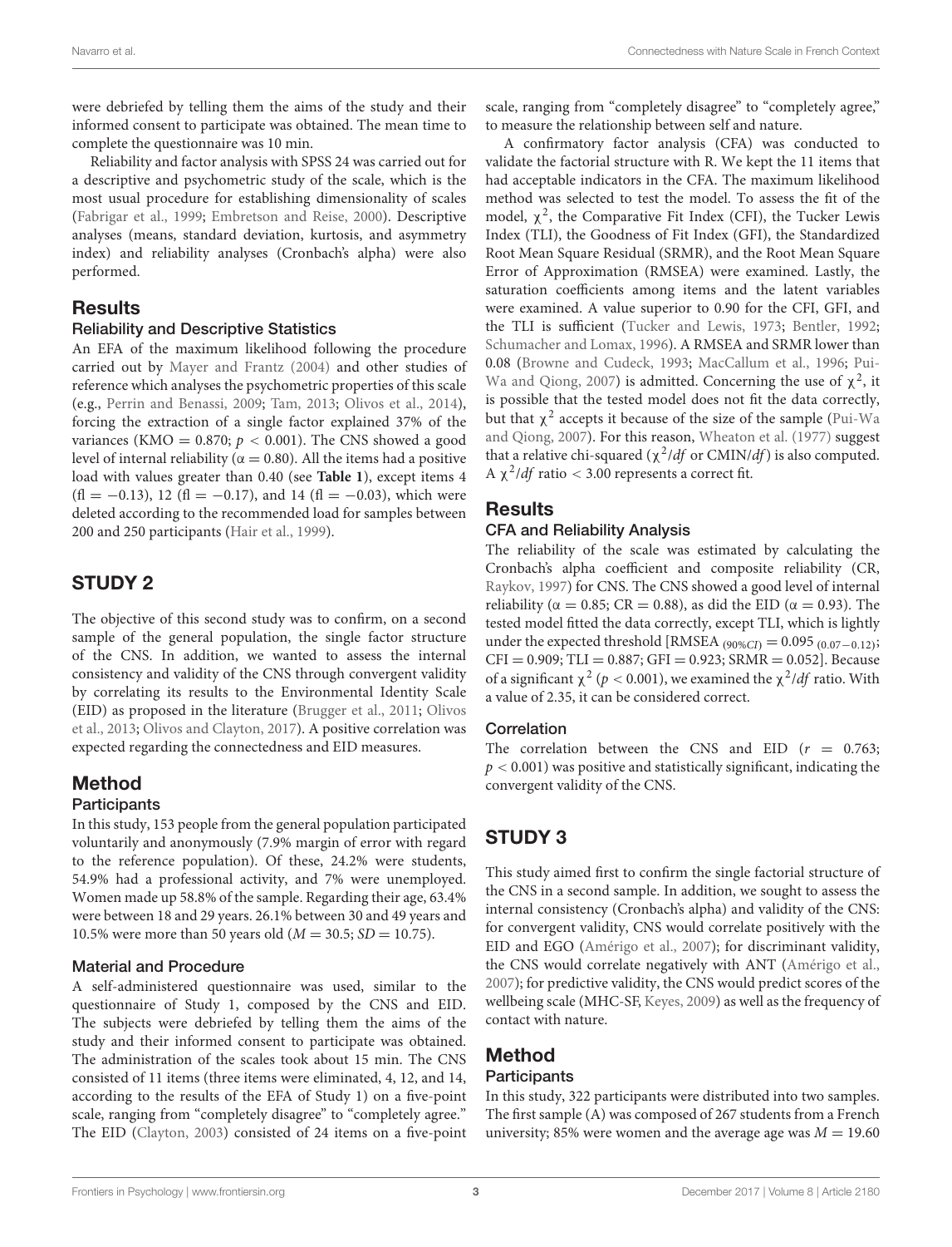were debriefed by telling them the aims of the study and their informed consent to participate was obtained. The mean time to complete the questionnaire was 10 min.

Reliability and factor analysis with SPSS 24 was carried out for a descriptive and psychometric study of the scale, which is the most usual procedure for establishing dimensionality of scales (Fabrigar et al., 1999; Embretson and Reise, 2000). Descriptive analyses (means, standard deviation, kurtosis, and asymmetry index) and reliability analyses (Cronbach's alpha) were also performed.

## Results

### Reliability and Descriptive Statistics

An EFA of the maximum likelihood following the procedure carried out by Mayer and Frantz (2004) and other studies of reference which analyses the psychometric properties of this scale (e.g., Perrin and Benassi, 2009; Tam, 2013; Olivos et al., 2014), forcing the extraction of a single factor explained 37% of the variances (KMO = 0.870; $p < 0.001$). The CNS showed a good level of internal reliability ($\alpha = 0.80$). All the items had a positive load with values greater than 0.40 (see **Table 1**), except items 4 (fl = −0.13), 12 (fl = −0.17), and 14 (fl = −0.03), which were deleted according to the recommended load for samples between 200 and 250 participants (Hair et al., 1999).

# STUDY 2

The objective of this second study was to confirm, on a second sample of the general population, the single factor structure of the CNS. In addition, we wanted to assess the internal consistency and validity of the CNS through convergent validity by correlating its results to the Environmental Identity Scale (EID) as proposed in the literature (Brugger et al., 2011; Olivos et al., 2013; Olivos and Clayton, 2017). A positive correlation was expected regarding the connectedness and EID measures.

## Method

### Participants

In this study, 153 people from the general population participated voluntarily and anonymously (7.9% margin of error with regard to the reference population). Of these, 24.2% were students, 54.9% had a professional activity, and 7% were unemployed. Women made up 58.8% of the sample. Regarding their age, 63.4% were between 18 and 29 years. 26.1% between 30 and 49 years and 10.5% were more than 50 years old ($M = 30.5$; $SD = 10.75$).

### Material and Procedure

A self-administered questionnaire was used, similar to the questionnaire of Study 1, composed by the CNS and EID. The subjects were debriefed by telling them the aims of the study and their informed consent to participate was obtained. The administration of the scales took about 15 min. The CNS consisted of 11 items (three items were eliminated, 4, 12, and 14, according to the results of the EFA of Study 1) on a five-point scale, ranging from "completely disagree" to "completely agree." The EID (Clayton, 2003) consisted of 24 items on a five-point scale, ranging from "completely disagree" to "completely agree," to measure the relationship between self and nature.

A confirmatory factor analysis (CFA) was conducted to validate the factorial structure with R. We kept the 11 items that had acceptable indicators in the CFA. The maximum likelihood method was selected to test the model. To assess the fit of the model, $\chi^2$, the Comparative Fit Index (CFI), the Tucker Lewis Index (TLI), the Goodness of Fit Index (GFI), the Standardized Root Mean Square Residual (SRMR), and the Root Mean Square Error of Approximation (RMSEA) were examined. Lastly, the saturation coefficients among items and the latent variables were examined. A value superior to 0.90 for the CFI, GFI, and the TLI is sufficient (Tucker and Lewis, 1973; Bentler, 1992; Schumacher and Lomax, 1996). A RMSEA and SRMR lower than 0.08 (Browne and Cudeck, 1993; MacCallum et al., 1996; Pui-Wa and Qiong, 2007) is admitted. Concerning the use of $\chi^2$, it is possible that the tested model does not fit the data correctly, but that $\chi^2$ accepts it because of the size of the sample (Pui-Wa and Qiong, 2007). For this reason, Wheaton et al. (1977) suggest that a relative chi-squared ($\chi^2/df$ or CMIN/$df$) is also computed. A $\chi^2/df$ ratio < 3.00 represents a correct fit.

## Results

### CFA and Reliability Analysis

The reliability of the scale was estimated by calculating the Cronbach's alpha coefficient and composite reliability (CR, Raykov, 1997) for CNS. The CNS showed a good level of internal reliability ($\alpha = 0.85$; CR = 0.88), as did the EID ($\alpha = 0.93$). The tested model fitted the data correctly, except TLI, which is lightly under the expected threshold [RMSEA $_{(90\%CI)} = 0.095_{(0.07-0.12)}$; CFI = 0.909; TLI = 0.887; GFI = 0.923; SRMR = 0.052]. Because of a significant $\chi^2$ ($p < 0.001$), we examined the $\chi^2/df$ ratio. With a value of 2.35, it can be considered correct.

### Correlation

The correlation between the CNS and EID ($r = 0.763$; $p < 0.001$) was positive and statistically significant, indicating the convergent validity of the CNS.

# STUDY 3

This study aimed first to confirm the single factorial structure of the CNS in a second sample. In addition, we sought to assess the internal consistency (Cronbach's alpha) and validity of the CNS: for convergent validity, CNS would correlate positively with the EID and EGO (Amérigo et al., 2007); for discriminant validity, the CNS would correlate negatively with ANT (Amérigo et al., 2007); for predictive validity, the CNS would predict scores of the wellbeing scale (MHC-SF, Keyes, 2009) as well as the frequency of contact with nature.

## Method

### Participants

In this study, 322 participants were distributed into two samples. The first sample (A) was composed of 267 students from a French university; 85% were women and the average age was $M = 19.60$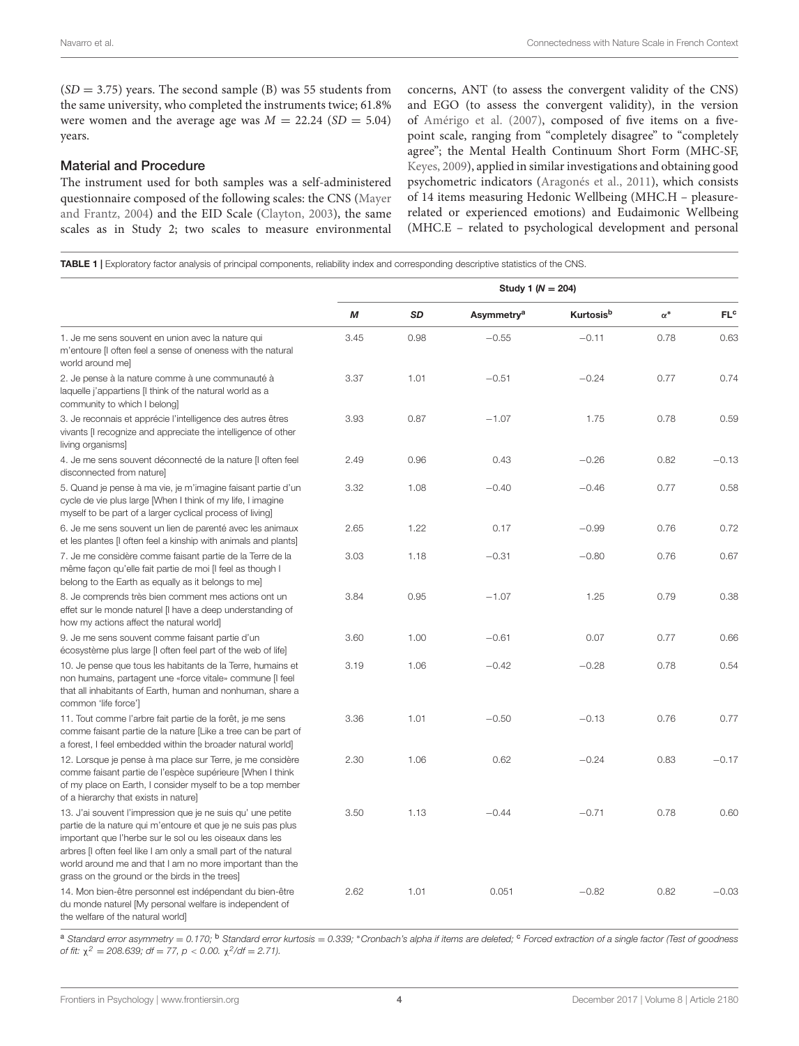($SD = 3.75$) years. The second sample (B) was 55 students from the same university, who completed the instruments twice; 61.8% were women and the average age was $M = 22.24$ ($SD = 5.04$) years.

### Material and Procedure

The instrument used for both samples was a self-administered questionnaire composed of the following scales: the CNS (Mayer and Frantz, 2004) and the EID Scale (Clayton, 2003), the same scales as in Study 2; two scales to measure environmental concerns, ANT (to assess the convergent validity of the CNS) and EGO (to assess the convergent validity), in the version of Amérigo et al. (2007), composed of five items on a five-point scale, ranging from "completely disagree" to "completely agree"; the Mental Health Continuum Short Form (MHC-SF, Keyes, 2009), applied in similar investigations and obtaining good psychometric indicators (Aragonés et al., 2011), which consists of 14 items measuring Hedonic Wellbeing (MHC.H – pleasure-related or experienced emotions) and Eudaimonic Wellbeing (MHC.E – related to psychological development and personal

**TABLE 1** | Exploratory factor analysis of principal components, reliability index and corresponding descriptive statistics of the CNS.

| | Study 1 ($N = 204$) | | | | | |
|---|---|---|---|---|---|---|
| | ***M*** | ***SD*** | **Asymmetry**[a] | **Kurtosis**[b] | $\alpha$* | **FL**[c] |
| 1. Je me sens souvent en union avec la nature qui m'entoure [I often feel a sense of oneness with the natural world around me] | 3.45 | 0.98 | −0.55 | −0.11 | 0.78 | 0.63 |
| 2. Je pense à la nature comme à une communauté à laquelle j'appartiens [I think of the natural world as a community to which I belong] | 3.37 | 1.01 | −0.51 | −0.24 | 0.77 | 0.74 |
| 3. Je reconnais et apprécie l'intelligence des autres êtres vivants [I recognize and appreciate the intelligence of other living organisms] | 3.93 | 0.87 | −1.07 | 1.75 | 0.78 | 0.59 |
| 4. Je me sens souvent déconnecté de la nature [I often feel disconnected from nature] | 2.49 | 0.96 | 0.43 | −0.26 | 0.82 | −0.13 |
| 5. Quand je pense à ma vie, je m'imagine faisant partie d'un cycle de vie plus large [When I think of my life, I imagine myself to be part of a larger cyclical process of living] | 3.32 | 1.08 | −0.40 | −0.46 | 0.77 | 0.58 |
| 6. Je me sens souvent un lien de parenté avec les animaux et les plantes [I often feel a kinship with animals and plants] | 2.65 | 1.22 | 0.17 | −0.99 | 0.76 | 0.72 |
| 7. Je me considère comme faisant partie de la Terre de la même façon qu'elle fait partie de moi [I feel as though I belong to the Earth as equally as it belongs to me] | 3.03 | 1.18 | −0.31 | −0.80 | 0.76 | 0.67 |
| 8. Je comprends très bien comment mes actions ont un effet sur le monde naturel [I have a deep understanding of how my actions affect the natural world] | 3.84 | 0.95 | −1.07 | 1.25 | 0.79 | 0.38 |
| 9. Je me sens souvent comme faisant partie d'un écosystème plus large [I often feel part of the web of life] | 3.60 | 1.00 | −0.61 | 0.07 | 0.77 | 0.66 |
| 10. Je pense que tous les habitants de la Terre, humains et non humains, partagent une «force vitale» commune [I feel that all inhabitants of Earth, human and nonhuman, share a common 'life force'] | 3.19 | 1.06 | −0.42 | −0.28 | 0.78 | 0.54 |
| 11. Tout comme l'arbre fait partie de la forêt, je me sens comme faisant partie de la nature [Like a tree can be part of a forest, I feel embedded within the broader natural world] | 3.36 | 1.01 | −0.50 | −0.13 | 0.76 | 0.77 |
| 12. Lorsque je pense à ma place sur Terre, je me considère comme faisant partie de l'espèce supérieure [When I think of my place on Earth, I consider myself to be a top member of a hierarchy that exists in nature] | 2.30 | 1.06 | 0.62 | −0.24 | 0.83 | −0.17 |
| 13. J'ai souvent l'impression que je ne suis qu' une petite partie de la nature qui m'entoure et que je ne suis pas plus important que l'herbe sur le sol ou les oiseaux dans les arbres [I often feel like I am only a small part of the natural world around me and that I am no more important than the grass on the ground or the birds in the trees] | 3.50 | 1.13 | −0.44 | −0.71 | 0.78 | 0.60 |
| 14. Mon bien-être personnel est indépendant du bien-être du monde naturel [My personal welfare is independent of the welfare of the natural world] | 2.62 | 1.01 | 0.051 | −0.82 | 0.82 | −0.03 |

[a] *Standard error asymmetry = 0.170;* [b] *Standard error kurtosis = 0.339;* *\*Cronbach's alpha if items are deleted;* [c] *Forced extraction of a single factor (Test of goodness of fit:* $\chi^2 = 208.639$; $df = 77$, $p < 0.00$. $\chi^2/df = 2.71$).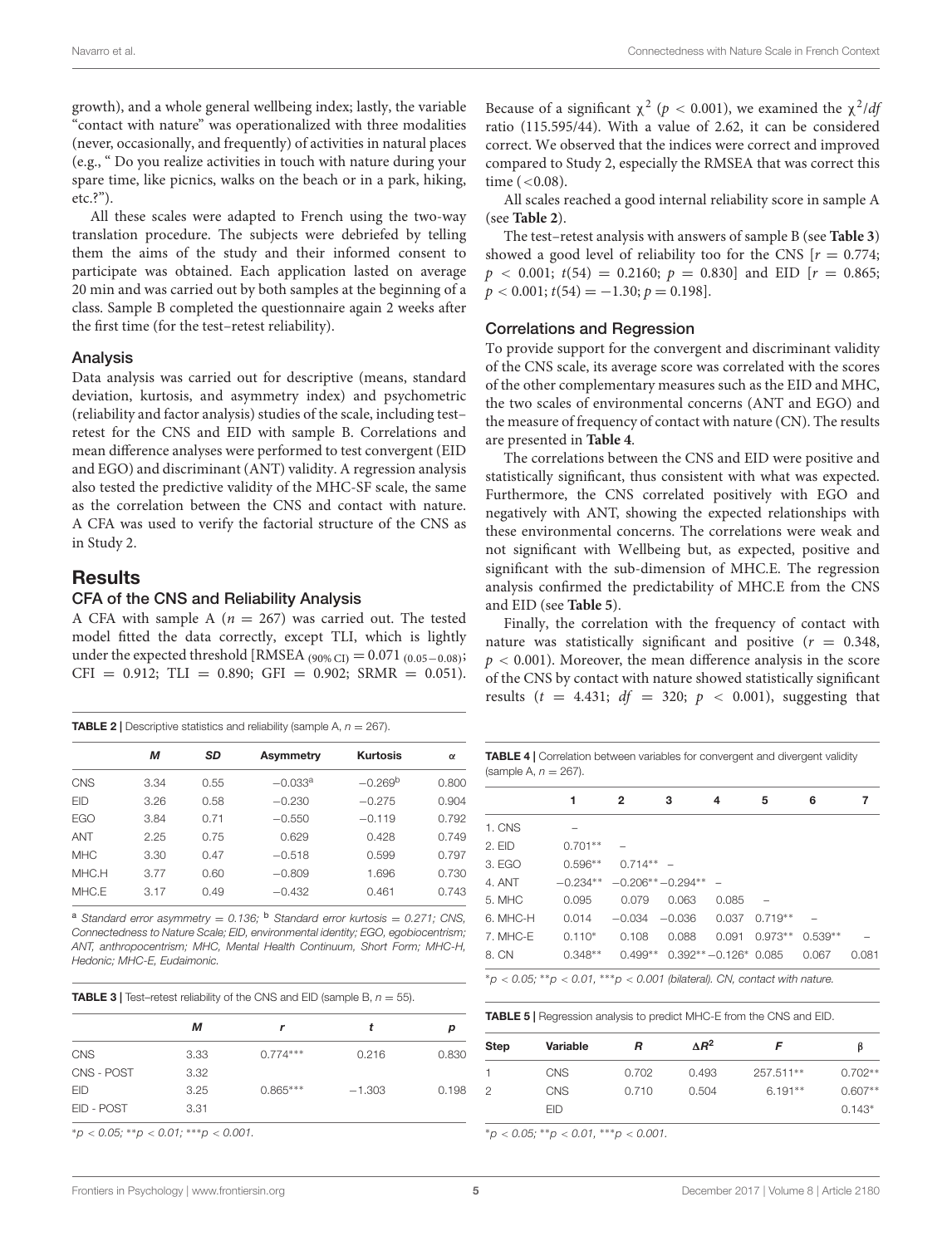growth), and a whole general wellbeing index; lastly, the variable "contact with nature" was operationalized with three modalities (never, occasionally, and frequently) of activities in natural places (e.g., " Do you realize activities in touch with nature during your spare time, like picnics, walks on the beach or in a park, hiking, etc.?").

All these scales were adapted to French using the two-way translation procedure. The subjects were debriefed by telling them the aims of the study and their informed consent to participate was obtained. Each application lasted on average 20 min and was carried out by both samples at the beginning of a class. Sample B completed the questionnaire again 2 weeks after the first time (for the test–retest reliability).

### Analysis

Data analysis was carried out for descriptive (means, standard deviation, kurtosis, and asymmetry index) and psychometric (reliability and factor analysis) studies of the scale, including test–retest for the CNS and EID with sample B. Correlations and mean difference analyses were performed to test convergent (EID and EGO) and discriminant (ANT) validity. A regression analysis also tested the predictive validity of the MHC-SF scale, the same as the correlation between the CNS and contact with nature. A CFA was used to verify the factorial structure of the CNS as in Study 2.

## Results

### CFA of the CNS and Reliability Analysis

A CFA with sample A ($n = 267$) was carried out. The tested model fitted the data correctly, except TLI, which is lightly under the expected threshold [RMSEA $_{(90\%\ CI)} = 0.071_{(0.05-0.08)}$; CFI = 0.912; TLI = 0.890; GFI = 0.902; SRMR = 0.051). Because of a significant $\chi^2$ ($p < 0.001$), we examined the $\chi^2/df$ ratio (115.595/44). With a value of 2.62, it can be considered correct. We observed that the indices were correct and improved compared to Study 2, especially the RMSEA that was correct this time (<0.08).

All scales reached a good internal reliability score in sample A (see **Table 2**).

The test–retest analysis with answers of sample B (see **Table 3**) showed a good level of reliability too for the CNS [$r = 0.774$; $p < 0.001$; $t(54) = 0.2160$; $p = 0.830$] and EID [$r = 0.865$; $p < 0.001$; $t(54) = -1.30$; $p = 0.198$].

**TABLE 2 |** Descriptive statistics and reliability (sample A, $n = 267$).

| | *M* | *SD* | Asymmetry | Kurtosis | α |
|---|---|---|---|---|---|
| CNS | 3.34 | 0.55 | −0.033[a] | −0.269[b] | 0.800 |
| EID | 3.26 | 0.58 | −0.230 | −0.275 | 0.904 |
| EGO | 3.84 | 0.71 | −0.550 | −0.119 | 0.792 |
| ANT | 2.25 | 0.75 | 0.629 | 0.428 | 0.749 |
| MHC | 3.30 | 0.47 | −0.518 | 0.599 | 0.797 |
| MHC.H | 3.77 | 0.60 | −0.809 | 1.696 | 0.730 |
| MHC.E | 3.17 | 0.49 | −0.432 | 0.461 | 0.743 |

[a] *Standard error asymmetry = 0.136;* [b] *Standard error kurtosis = 0.271; CNS, Connectedness to Nature Scale; EID, environmental identity; EGO, egobiocentrism; ANT, anthropocentrism; MHC, Mental Health Continuum, Short Form; MHC-H, Hedonic; MHC-E, Eudaimonic.*

**TABLE 3 |** Test–retest reliability of the CNS and EID (sample B, $n = 55$).

| | *M* | *r* | *t* | *p* |
|---|---|---|---|---|
| CNS | 3.33 | 0.774*** | 0.216 | 0.830 |
| CNS - POST | 3.32 | | | |
| EID | 3.25 | 0.865*** | −1.303 | 0.198 |
| EID - POST | 3.31 | | | |

*\*p < 0.05; \*\*p < 0.01; \*\*\*p < 0.001.*

### Correlations and Regression

To provide support for the convergent and discriminant validity of the CNS scale, its average score was correlated with the scores of the other complementary measures such as the EID and MHC, the two scales of environmental concerns (ANT and EGO) and the measure of frequency of contact with nature (CN). The results are presented in **Table 4**.

The correlations between the CNS and EID were positive and statistically significant, thus consistent with what was expected. Furthermore, the CNS correlated positively with EGO and negatively with ANT, showing the expected relationships with these environmental concerns. The correlations were weak and not significant with Wellbeing but, as expected, positive and significant with the sub-dimension of MHC.E. The regression analysis confirmed the predictability of MHC.E from the CNS and EID (see **Table 5**).

Finally, the correlation with the frequency of contact with nature was statistically significant and positive ($r = 0.348$, $p < 0.001$). Moreover, the mean difference analysis in the score of the CNS by contact with nature showed statistically significant results ($t = 4.431$; $df = 320$; $p < 0.001$), suggesting that

**TABLE 4 |** Correlation between variables for convergent and divergent validity (sample A, $n = 267$).

| | 1 | 2 | 3 | 4 | 5 | 6 | 7 |
|---|---|---|---|---|---|---|---|
| 1. CNS | – | | | | | | |
| 2. EID | 0.701** | – | | | | | |
| 3. EGO | 0.596** | 0.714** | – | | | | |
| 4. ANT | −0.234** | −0.206** | −0.294** | – | | | |
| 5. MHC | 0.095 | 0.079 | 0.063 | 0.085 | – | | |
| 6. MHC-H | 0.014 | −0.034 | −0.036 | 0.037 | 0.719** | – | |
| 7. MHC-E | 0.110* | 0.108 | 0.088 | 0.091 | 0.973** | 0.539** | – |
| 8. CN | 0.348** | 0.499** | 0.392** | −0.126* | 0.085 | 0.067 | 0.081 |

*\*p < 0.05; \*\*p < 0.01, \*\*\*p < 0.001 (bilateral). CN, contact with nature.*

**TABLE 5 |** Regression analysis to predict MHC-E from the CNS and EID.

| Step | Variable | *R* | $\Delta R^2$ | *F* | β |
|---|---|---|---|---|---|
| 1 | CNS | 0.702 | 0.493 | 257.511** | 0.702** |
| 2 | CNS | 0.710 | 0.504 | 6.191** | 0.607** |
| | EID | | | | 0.143* |

*\*p < 0.05; \*\*p < 0.01, \*\*\*p < 0.001.*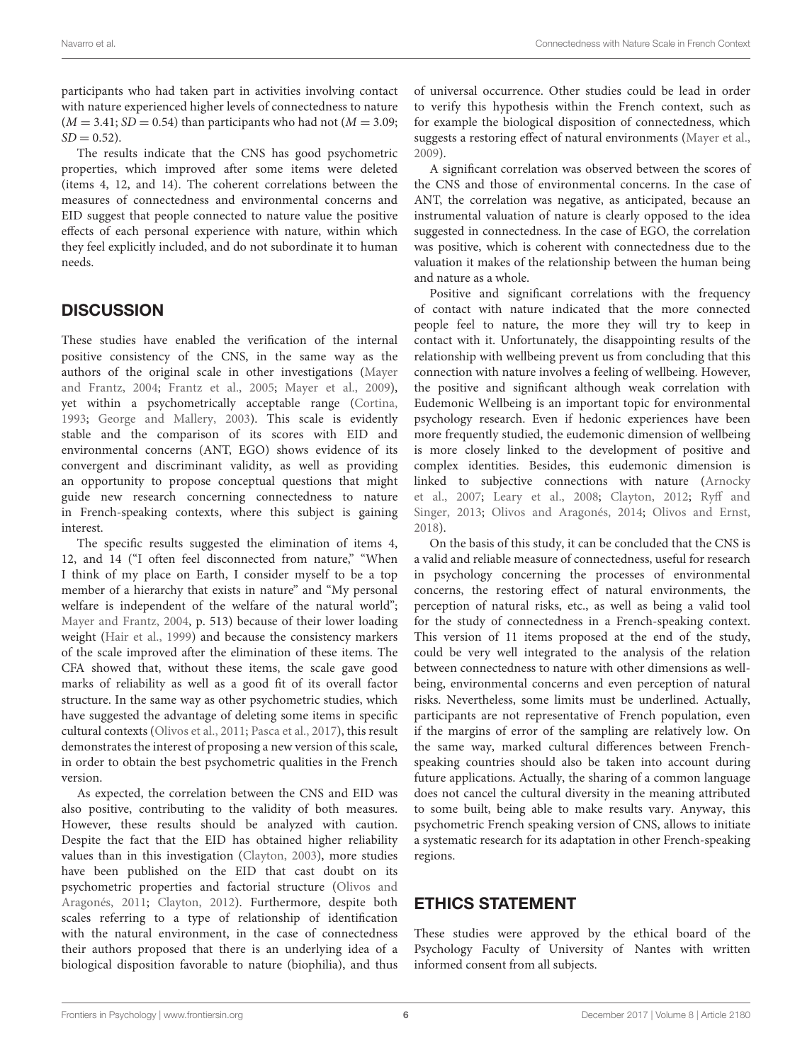participants who had taken part in activities involving contact with nature experienced higher levels of connectedness to nature ($M = 3.41$; $SD = 0.54$) than participants who had not ($M = 3.09$; $SD = 0.52$).

The results indicate that the CNS has good psychometric properties, which improved after some items were deleted (items 4, 12, and 14). The coherent correlations between the measures of connectedness and environmental concerns and EID suggest that people connected to nature value the positive effects of each personal experience with nature, within which they feel explicitly included, and do not subordinate it to human needs.

## DISCUSSION

These studies have enabled the verification of the internal positive consistency of the CNS, in the same way as the authors of the original scale in other investigations (Mayer and Frantz, 2004; Frantz et al., 2005; Mayer et al., 2009), yet within a psychometrically acceptable range (Cortina, 1993; George and Mallery, 2003). This scale is evidently stable and the comparison of its scores with EID and environmental concerns (ANT, EGO) shows evidence of its convergent and discriminant validity, as well as providing an opportunity to propose conceptual questions that might guide new research concerning connectedness to nature in French-speaking contexts, where this subject is gaining interest.

The specific results suggested the elimination of items 4, 12, and 14 ("I often feel disconnected from nature," "When I think of my place on Earth, I consider myself to be a top member of a hierarchy that exists in nature" and "My personal welfare is independent of the welfare of the natural world"; Mayer and Frantz, 2004, p. 513) because of their lower loading weight (Hair et al., 1999) and because the consistency markers of the scale improved after the elimination of these items. The CFA showed that, without these items, the scale gave good marks of reliability as well as a good fit of its overall factor structure. In the same way as other psychometric studies, which have suggested the advantage of deleting some items in specific cultural contexts (Olivos et al., 2011; Pasca et al., 2017), this result demonstrates the interest of proposing a new version of this scale, in order to obtain the best psychometric qualities in the French version.

As expected, the correlation between the CNS and EID was also positive, contributing to the validity of both measures. However, these results should be analyzed with caution. Despite the fact that the EID has obtained higher reliability values than in this investigation (Clayton, 2003), more studies have been published on the EID that cast doubt on its psychometric properties and factorial structure (Olivos and Aragonés, 2011; Clayton, 2012). Furthermore, despite both scales referring to a type of relationship of identification with the natural environment, in the case of connectedness their authors proposed that there is an underlying idea of a biological disposition favorable to nature (biophilia), and thus of universal occurrence. Other studies could be lead in order to verify this hypothesis within the French context, such as for example the biological disposition of connectedness, which suggests a restoring effect of natural environments (Mayer et al., 2009).

A significant correlation was observed between the scores of the CNS and those of environmental concerns. In the case of ANT, the correlation was negative, as anticipated, because an instrumental valuation of nature is clearly opposed to the idea suggested in connectedness. In the case of EGO, the correlation was positive, which is coherent with connectedness due to the valuation it makes of the relationship between the human being and nature as a whole.

Positive and significant correlations with the frequency of contact with nature indicated that the more connected people feel to nature, the more they will try to keep in contact with it. Unfortunately, the disappointing results of the relationship with wellbeing prevent us from concluding that this connection with nature involves a feeling of wellbeing. However, the positive and significant although weak correlation with Eudemonic Wellbeing is an important topic for environmental psychology research. Even if hedonic experiences have been more frequently studied, the eudemonic dimension of wellbeing is more closely linked to the development of positive and complex identities. Besides, this eudemonic dimension is linked to subjective connections with nature (Arnocky et al., 2007; Leary et al., 2008; Clayton, 2012; Ryff and Singer, 2013; Olivos and Aragonés, 2014; Olivos and Ernst, 2018).

On the basis of this study, it can be concluded that the CNS is a valid and reliable measure of connectedness, useful for research in psychology concerning the processes of environmental concerns, the restoring effect of natural environments, the perception of natural risks, etc., as well as being a valid tool for the study of connectedness in a French-speaking context. This version of 11 items proposed at the end of the study, could be very well integrated to the analysis of the relation between connectedness to nature with other dimensions as wellbeing, environmental concerns and even perception of natural risks. Nevertheless, some limits must be underlined. Actually, participants are not representative of French population, even if the margins of error of the sampling are relatively low. On the same way, marked cultural differences between French-speaking countries should also be taken into account during future applications. Actually, the sharing of a common language does not cancel the cultural diversity in the meaning attributed to some built, being able to make results vary. Anyway, this psychometric French speaking version of CNS, allows to initiate a systematic research for its adaptation in other French-speaking regions.

## ETHICS STATEMENT

These studies were approved by the ethical board of the Psychology Faculty of University of Nantes with written informed consent from all subjects.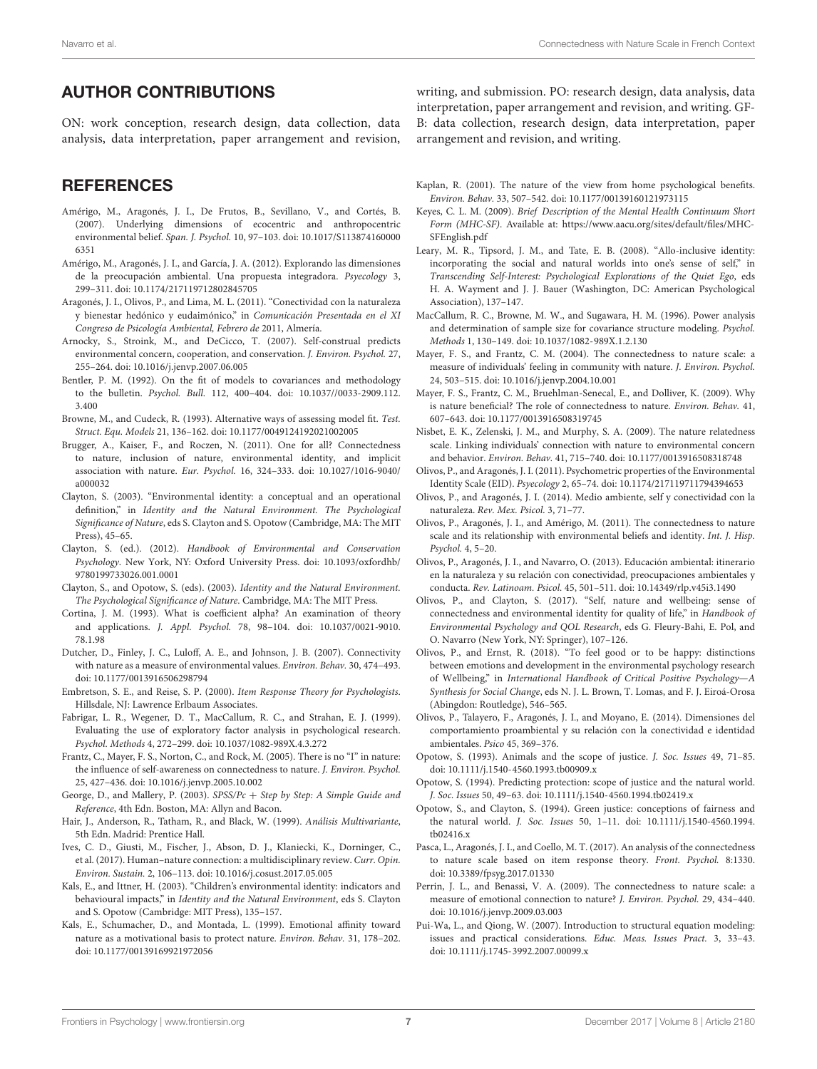## AUTHOR CONTRIBUTIONS

ON: work conception, research design, data collection, data analysis, data interpretation, paper arrangement and revision, writing, and submission. PO: research design, data analysis, data interpretation, paper arrangement and revision, and writing. GF-B: data collection, research design, data interpretation, paper arrangement and revision, and writing.

## REFERENCES

Amérigo, M., Aragonés, J. I., De Frutos, B., Sevillano, V., and Cortés, B. (2007). Underlying dimensions of ecocentric and anthropocentric environmental belief. *Span. J. Psychol.* 10, 97–103. doi: 10.1017/S1138741600006351

Amérigo, M., Aragonés, J. I., and García, J. A. (2012). Explorando las dimensiones de la preocupación ambiental. Una propuesta integradora. *Psyecology* 3, 299–311. doi: 10.1174/217119712802845705

Aragonés, J. I., Olivos, P., and Lima, M. L. (2011). "Conectividad con la naturaleza y bienestar hedónico y eudaimónico," in *Comunicación Presentada en el XI Congreso de Psicología Ambiental, Febrero de* 2011, Almería.

Arnocky, S., Stroink, M., and DeCicco, T. (2007). Self-construal predicts environmental concern, cooperation, and conservation. *J. Environ. Psychol.* 27, 255–264. doi: 10.1016/j.jenvp.2007.06.005

Bentler, P. M. (1992). On the fit of models to covariances and methodology to the bulletin. *Psychol. Bull.* 112, 400–404. doi: 10.1037//0033-2909.112.3.400

Browne, M., and Cudeck, R. (1993). Alternative ways of assessing model fit. *Test. Struct. Equ. Models* 21, 136–162. doi: 10.1177/0049124192021002005

Brugger, A., Kaiser, F., and Roczen, N. (2011). One for all? Connectedness to nature, inclusion of nature, environmental identity, and implicit association with nature. *Eur. Psychol.* 16, 324–333. doi: 10.1027/1016-9040/a000032

Clayton, S. (2003). "Environmental identity: a conceptual and an operational definition," in *Identity and the Natural Environment. The Psychological Significance of Nature*, eds S. Clayton and S. Opotow (Cambridge, MA: The MIT Press), 45–65.

Clayton, S. (ed.). (2012). *Handbook of Environmental and Conservation Psychology*. New York, NY: Oxford University Press. doi: 10.1093/oxfordhb/9780199733026.001.0001

Clayton, S., and Opotow, S. (eds). (2003). *Identity and the Natural Environment. The Psychological Significance of Nature*. Cambridge, MA: The MIT Press.

Cortina, J. M. (1993). What is coefficient alpha? An examination of theory and applications. *J. Appl. Psychol.* 78, 98–104. doi: 10.1037/0021-9010.78.1.98

Dutcher, D., Finley, J. C., Luloff, A. E., and Johnson, J. B. (2007). Connectivity with nature as a measure of environmental values. *Environ. Behav.* 30, 474–493. doi: 10.1177/0013916506298794

Embretson, S. E., and Reise, S. P. (2000). *Item Response Theory for Psychologists*. Hillsdale, NJ: Lawrence Erlbaum Associates.

Fabrigar, L. R., Wegener, D. T., MacCallum, R. C., and Strahan, E. J. (1999). Evaluating the use of exploratory factor analysis in psychological research. *Psychol. Methods* 4, 272–299. doi: 10.1037/1082-989X.4.3.272

Frantz, C., Mayer, F. S., Norton, C., and Rock, M. (2005). There is no "I" in nature: the influence of self-awareness on connectedness to nature. *J. Environ. Psychol.* 25, 427–436. doi: 10.1016/j.jenvp.2005.10.002

George, D., and Mallery, P. (2003). *SPSS/Pc + Step by Step: A Simple Guide and Reference*, 4th Edn. Boston, MA: Allyn and Bacon.

Hair, J., Anderson, R., Tatham, R., and Black, W. (1999). *Análisis Multivariante*, 5th Edn. Madrid: Prentice Hall.

Ives, C. D., Giusti, M., Fischer, J., Abson, D. J., Klaniecki, K., Dorninger, C., et al. (2017). Human–nature connection: a multidisciplinary review. *Curr. Opin. Environ. Sustain.* 2, 106–113. doi: 10.1016/j.cosust.2017.05.005

Kals, E., and Ittner, H. (2003). "Children's environmental identity: indicators and behavioural impacts," in *Identity and the Natural Environment*, eds S. Clayton and S. Opotow (Cambridge: MIT Press), 135–157.

Kals, E., Schumacher, D., and Montada, L. (1999). Emotional affinity toward nature as a motivational basis to protect nature. *Environ. Behav.* 31, 178–202. doi: 10.1177/00139169921972056

Kaplan, R. (2001). The nature of the view from home psychological benefits. *Environ. Behav.* 33, 507–542. doi: 10.1177/00139160121973115

Keyes, C. L. M. (2009). *Brief Description of the Mental Health Continuum Short Form (MHC-SF)*. Available at: https://www.aacu.org/sites/default/files/MHC-SFEnglish.pdf

Leary, M. R., Tipsord, J. M., and Tate, E. B. (2008). "Allo-inclusive identity: incorporating the social and natural worlds into one's sense of self," in *Transcending Self-Interest: Psychological Explorations of the Quiet Ego*, eds H. A. Wayment and J. J. Bauer (Washington, DC: American Psychological Association), 137–147.

MacCallum, R. C., Browne, M. W., and Sugawara, H. M. (1996). Power analysis and determination of sample size for covariance structure modeling. *Psychol. Methods* 1, 130–149. doi: 10.1037/1082-989X.1.2.130

Mayer, F. S., and Frantz, C. M. (2004). The connectedness to nature scale: a measure of individuals' feeling in community with nature. *J. Environ. Psychol.* 24, 503–515. doi: 10.1016/j.jenvp.2004.10.001

Mayer, F. S., Frantz, C. M., Bruehlman-Senecal, E., and Dolliver, K. (2009). Why is nature beneficial? The role of connectedness to nature. *Environ. Behav.* 41, 607–643. doi: 10.1177/0013916508319745

Nisbet, E. K., Zelenski, J. M., and Murphy, S. A. (2009). The nature relatedness scale. Linking individuals' connection with nature to environmental concern and behavior. *Environ. Behav.* 41, 715–740. doi: 10.1177/0013916508318748

Olivos, P., and Aragonés, J. I. (2011). Psychometric properties of the Environmental Identity Scale (EID). *Psyecology* 2, 65–74. doi: 10.1174/217119711794394653

Olivos, P., and Aragonés, J. I. (2014). Medio ambiente, self y conectividad con la naturaleza. *Rev. Mex. Psicol.* 3, 71–77.

Olivos, P., Aragonés, J. I., and Amérigo, M. (2011). The connectedness to nature scale and its relationship with environmental beliefs and identity. *Int. J. Hisp. Psychol.* 4, 5–20.

Olivos, P., Aragonés, J. I., and Navarro, O. (2013). Educación ambiental: itinerario en la naturaleza y su relación con conectividad, preocupaciones ambientales y conducta. *Rev. Latinoam. Psicol.* 45, 501–511. doi: 10.14349/rlp.v45i3.1490

Olivos, P., and Clayton, S. (2017). "Self, nature and wellbeing: sense of connectedness and environmental identity for quality of life," in *Handbook of Environmental Psychology and QOL Research*, eds G. Fleury-Bahi, E. Pol, and O. Navarro (New York, NY: Springer), 107–126.

Olivos, P., and Ernst, R. (2018). "To feel good or to be happy: distinctions between emotions and development in the environmental psychology research of Wellbeing," in *International Handbook of Critical Positive Psychology—A Synthesis for Social Change*, eds N. J. L. Brown, T. Lomas, and F. J. Eiroá-Orosa (Abingdon: Routledge), 546–565.

Olivos, P., Talayero, F., Aragonés, J. I., and Moyano, E. (2014). Dimensiones del comportamiento proambiental y su relación con la conectividad e identidad ambientales. *Psico* 45, 369–376.

Opotow, S. (1993). Animals and the scope of justice. *J. Soc. Issues* 49, 71–85. doi: 10.1111/j.1540-4560.1993.tb00909.x

Opotow, S. (1994). Predicting protection: scope of justice and the natural world. *J. Soc. Issues* 50, 49–63. doi: 10.1111/j.1540-4560.1994.tb02419.x

Opotow, S., and Clayton, S. (1994). Green justice: conceptions of fairness and the natural world. *J. Soc. Issues* 50, 1–11. doi: 10.1111/j.1540-4560.1994.tb02416.x

Pasca, L., Aragonés, J. I., and Coello, M. T. (2017). An analysis of the connectedness to nature scale based on item response theory. *Front. Psychol.* 8:1330. doi: 10.3389/fpsyg.2017.01330

Perrin, J. L., and Benassi, V. A. (2009). The connectedness to nature scale: a measure of emotional connection to nature? *J. Environ. Psychol.* 29, 434–440. doi: 10.1016/j.jenvp.2009.03.003

Pui-Wa, L., and Qiong, W. (2007). Introduction to structural equation modeling: issues and practical considerations. *Educ. Meas. Issues Pract.* 3, 33–43. doi: 10.1111/j.1745-3992.2007.00099.x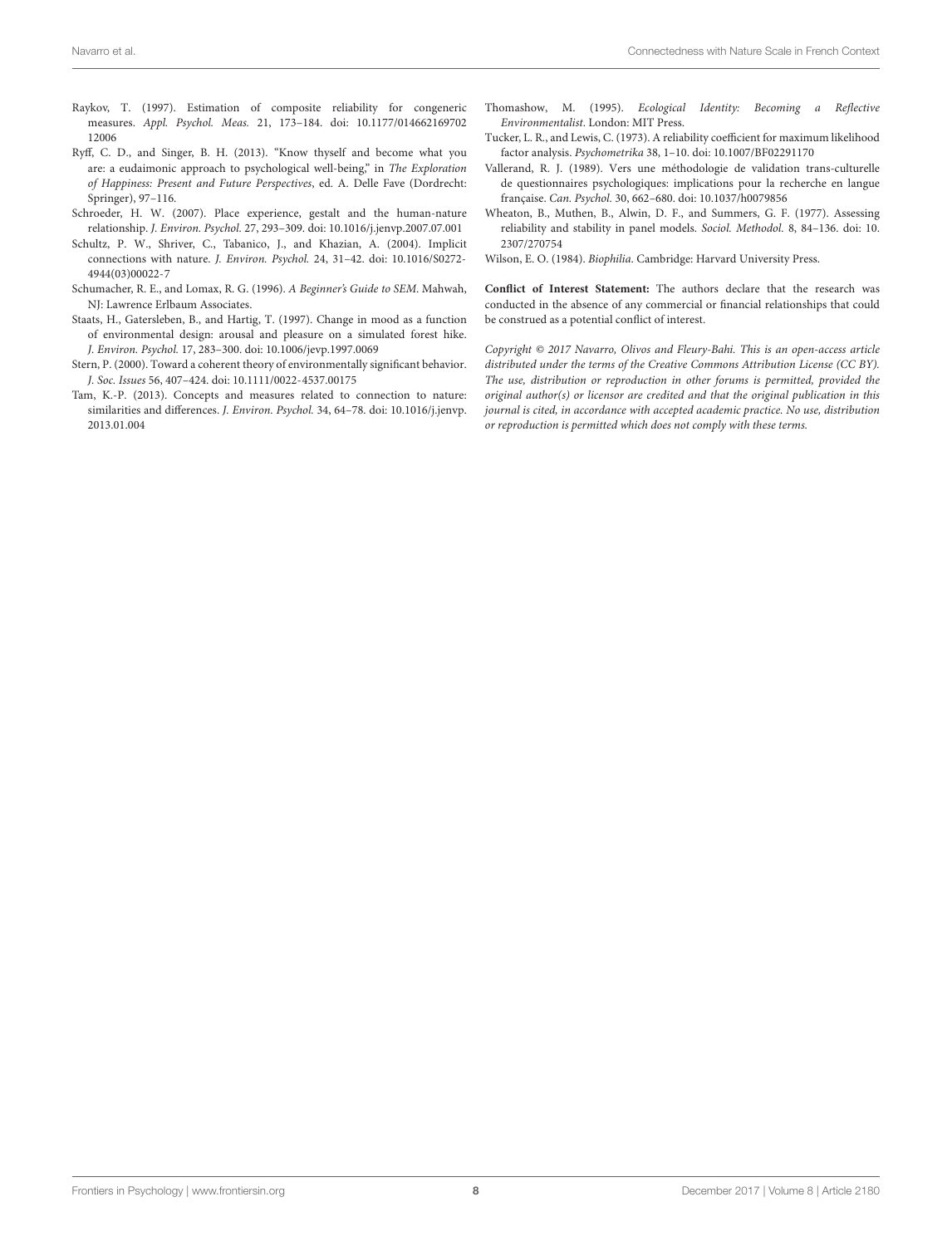Raykov, T. (1997). Estimation of composite reliability for congeneric measures. *Appl. Psychol. Meas.* 21, 173–184. doi: 10.1177/01466216970212006

Ryff, C. D., and Singer, B. H. (2013). "Know thyself and become what you are: a eudaimonic approach to psychological well-being," in *The Exploration of Happiness: Present and Future Perspectives*, ed. A. Delle Fave (Dordrecht: Springer), 97–116.

Schroeder, H. W. (2007). Place experience, gestalt and the human-nature relationship. *J. Environ. Psychol.* 27, 293–309. doi: 10.1016/j.jenvp.2007.07.001

Schultz, P. W., Shriver, C., Tabanico, J., and Khazian, A. (2004). Implicit connections with nature. *J. Environ. Psychol.* 24, 31–42. doi: 10.1016/S0272-4944(03)00022-7

Schumacher, R. E., and Lomax, R. G. (1996). *A Beginner's Guide to SEM*. Mahwah, NJ: Lawrence Erlbaum Associates.

Staats, H., Gatersleben, B., and Hartig, T. (1997). Change in mood as a function of environmental design: arousal and pleasure on a simulated forest hike. *J. Environ. Psychol.* 17, 283–300. doi: 10.1006/jevp.1997.0069

Stern, P. (2000). Toward a coherent theory of environmentally significant behavior. *J. Soc. Issues* 56, 407–424. doi: 10.1111/0022-4537.00175

Tam, K.-P. (2013). Concepts and measures related to connection to nature: similarities and differences. *J. Environ. Psychol.* 34, 64–78. doi: 10.1016/j.jenvp.2013.01.004

Thomashow, M. (1995). *Ecological Identity: Becoming a Reflective Environmentalist*. London: MIT Press.

Tucker, L. R., and Lewis, C. (1973). A reliability coefficient for maximum likelihood factor analysis. *Psychometrika* 38, 1–10. doi: 10.1007/BF02291170

Vallerand, R. J. (1989). Vers une méthodologie de validation trans-culturelle de questionnaires psychologiques: implications pour la recherche en langue française. *Can. Psychol.* 30, 662–680. doi: 10.1037/h0079856

Wheaton, B., Muthen, B., Alwin, D. F., and Summers, G. F. (1977). Assessing reliability and stability in panel models. *Sociol. Methodol.* 8, 84–136. doi: 10.2307/270754

Wilson, E. O. (1984). *Biophilia*. Cambridge: Harvard University Press.

**Conflict of Interest Statement:** The authors declare that the research was conducted in the absence of any commercial or financial relationships that could be construed as a potential conflict of interest.

*Copyright © 2017 Navarro, Olivos and Fleury-Bahi. This is an open-access article distributed under the terms of the Creative Commons Attribution License (CC BY). The use, distribution or reproduction in other forums is permitted, provided the original author(s) or licensor are credited and that the original publication in this journal is cited, in accordance with accepted academic practice. No use, distribution or reproduction is permitted which does not comply with these terms.*